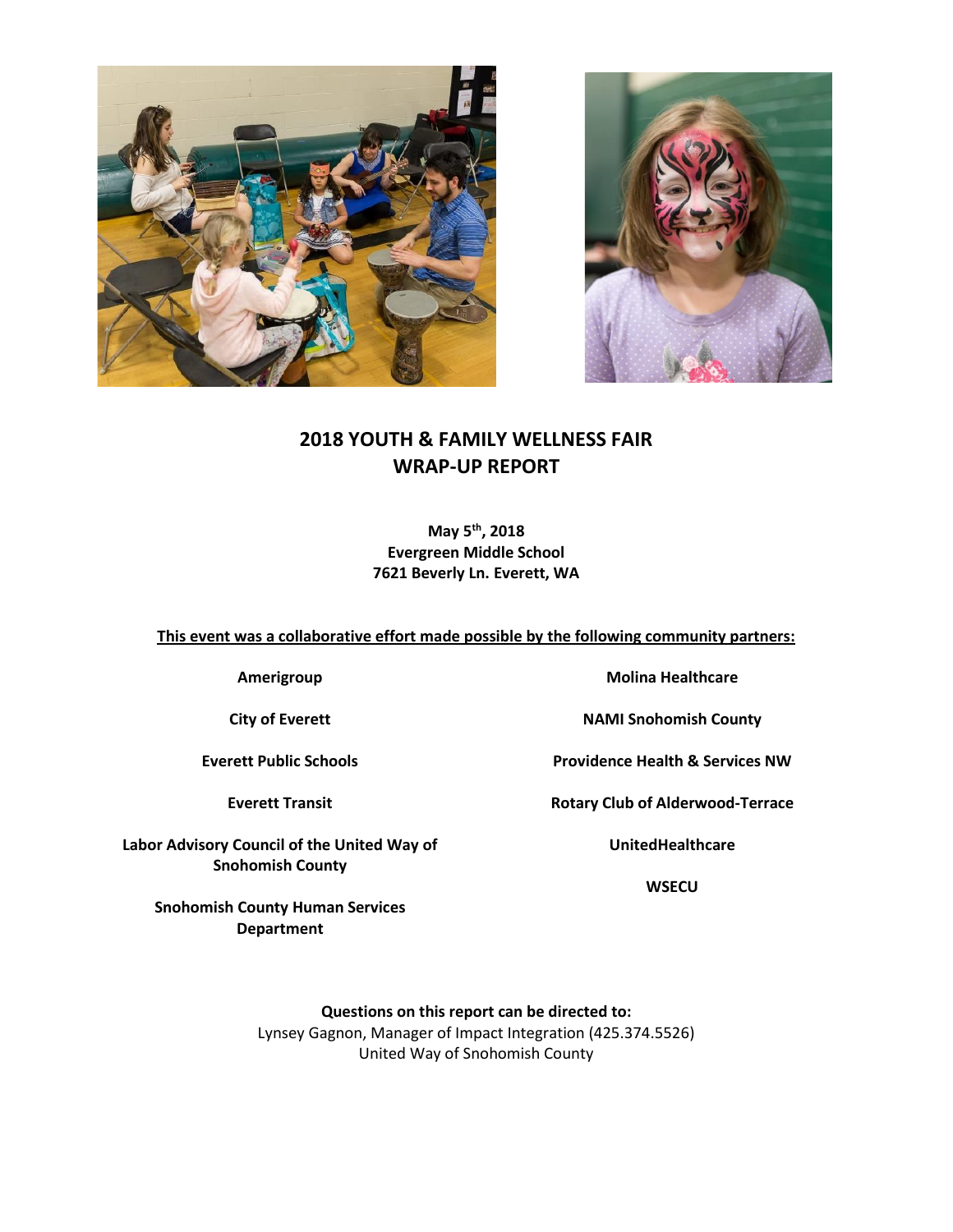# 2018 YOUTH & FAMILY WELLNESS FAIR
# WRAP-UP REPORT

**May 5th, 2018**
**Evergreen Middle School**
**7621 Beverly Ln. Everett, WA**

**This event was a collaborative effort made possible by the following community partners:**

**Amerigroup**

**City of Everett**

**Everett Public Schools**

**Everett Transit**

**Labor Advisory Council of the United Way of Snohomish County**

**Snohomish County Human Services Department**

**Molina Healthcare**

**NAMI Snohomish County**

**Providence Health & Services NW**

**Rotary Club of Alderwood-Terrace**

**UnitedHealthcare**

**WSECU**

**Questions on this report can be directed to:**
Lynsey Gagnon, Manager of Impact Integration (425.374.5526)
United Way of Snohomish County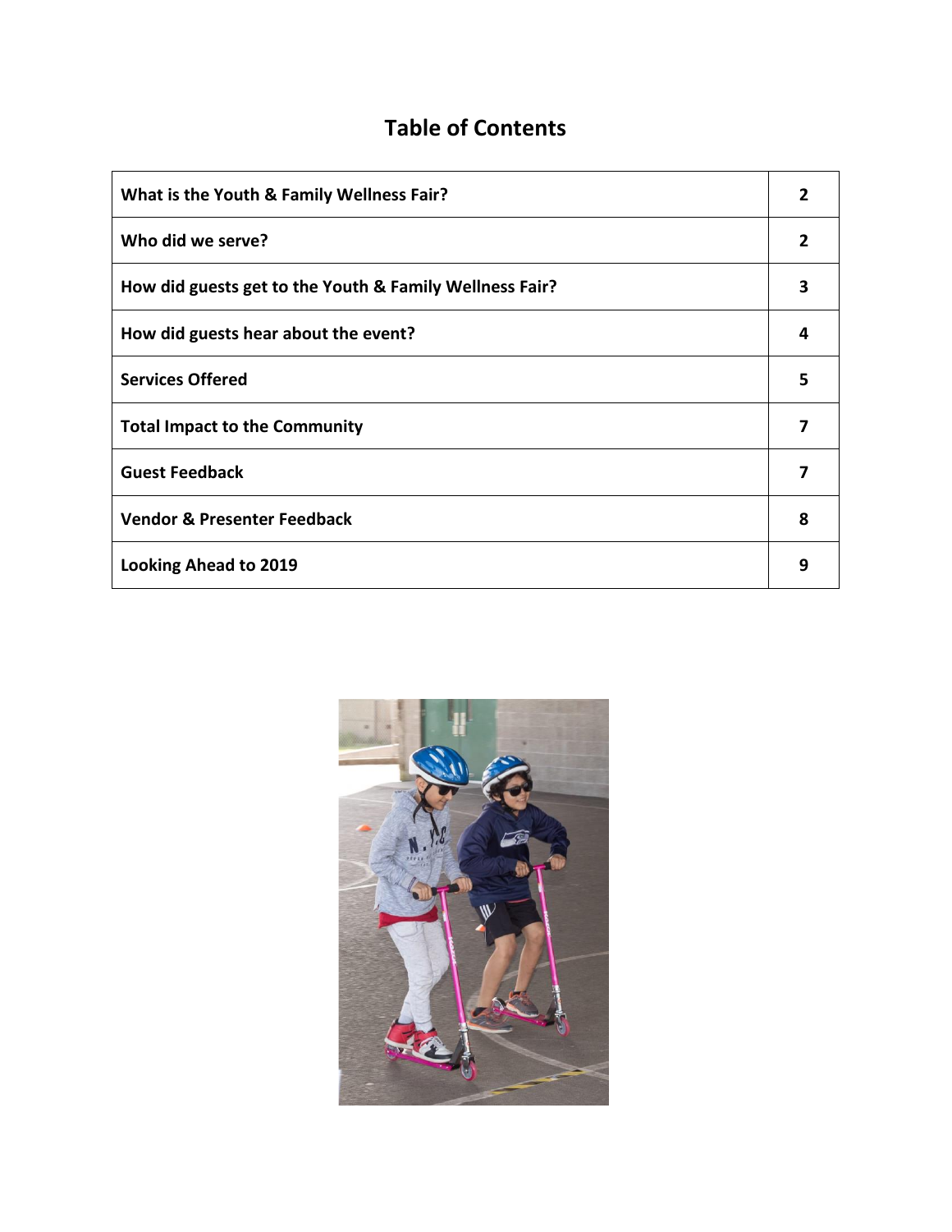# Table of Contents

| | |
|---|---|
| **What is the Youth & Family Wellness Fair?** | **2** |
| **Who did we serve?** | **2** |
| **How did guests get to the Youth & Family Wellness Fair?** | **3** |
| **How did guests hear about the event?** | **4** |
| **Services Offered** | **5** |
| **Total Impact to the Community** | **7** |
| **Guest Feedback** | **7** |
| **Vendor & Presenter Feedback** | **8** |
| **Looking Ahead to 2019** | **9** |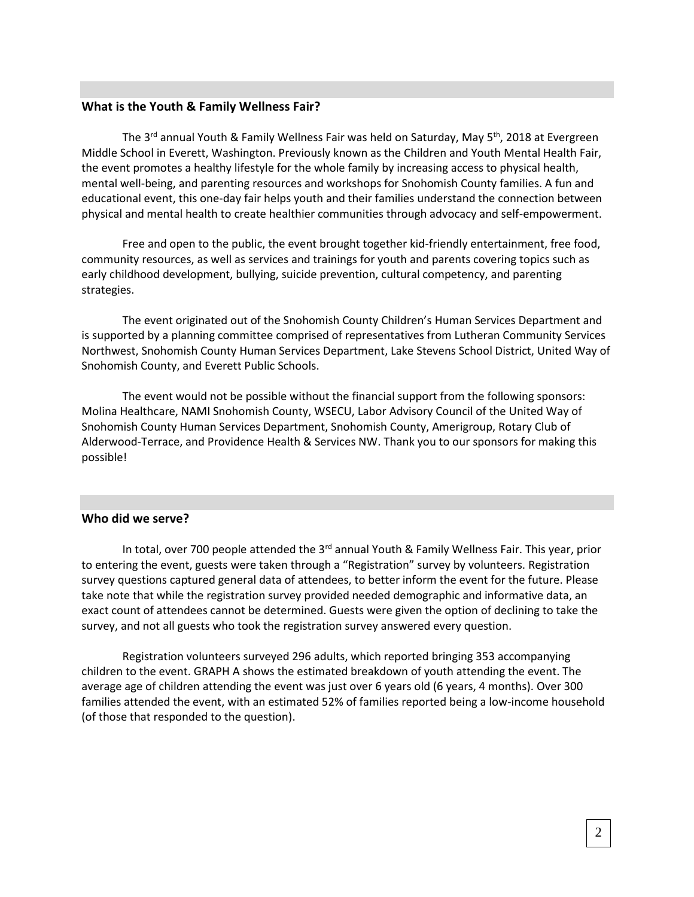## What is the Youth & Family Wellness Fair?

The 3rd annual Youth & Family Wellness Fair was held on Saturday, May 5th, 2018 at Evergreen Middle School in Everett, Washington. Previously known as the Children and Youth Mental Health Fair, the event promotes a healthy lifestyle for the whole family by increasing access to physical health, mental well-being, and parenting resources and workshops for Snohomish County families. A fun and educational event, this one-day fair helps youth and their families understand the connection between physical and mental health to create healthier communities through advocacy and self-empowerment.

Free and open to the public, the event brought together kid-friendly entertainment, free food, community resources, as well as services and trainings for youth and parents covering topics such as early childhood development, bullying, suicide prevention, cultural competency, and parenting strategies.

The event originated out of the Snohomish County Children's Human Services Department and is supported by a planning committee comprised of representatives from Lutheran Community Services Northwest, Snohomish County Human Services Department, Lake Stevens School District, United Way of Snohomish County, and Everett Public Schools.

The event would not be possible without the financial support from the following sponsors: Molina Healthcare, NAMI Snohomish County, WSECU, Labor Advisory Council of the United Way of Snohomish County Human Services Department, Snohomish County, Amerigroup, Rotary Club of Alderwood-Terrace, and Providence Health & Services NW. Thank you to our sponsors for making this possible!

## Who did we serve?

In total, over 700 people attended the 3rd annual Youth & Family Wellness Fair. This year, prior to entering the event, guests were taken through a "Registration" survey by volunteers. Registration survey questions captured general data of attendees, to better inform the event for the future. Please take note that while the registration survey provided needed demographic and informative data, an exact count of attendees cannot be determined. Guests were given the option of declining to take the survey, and not all guests who took the registration survey answered every question.

Registration volunteers surveyed 296 adults, which reported bringing 353 accompanying children to the event. GRAPH A shows the estimated breakdown of youth attending the event. The average age of children attending the event was just over 6 years old (6 years, 4 months). Over 300 families attended the event, with an estimated 52% of families reported being a low-income household (of those that responded to the question).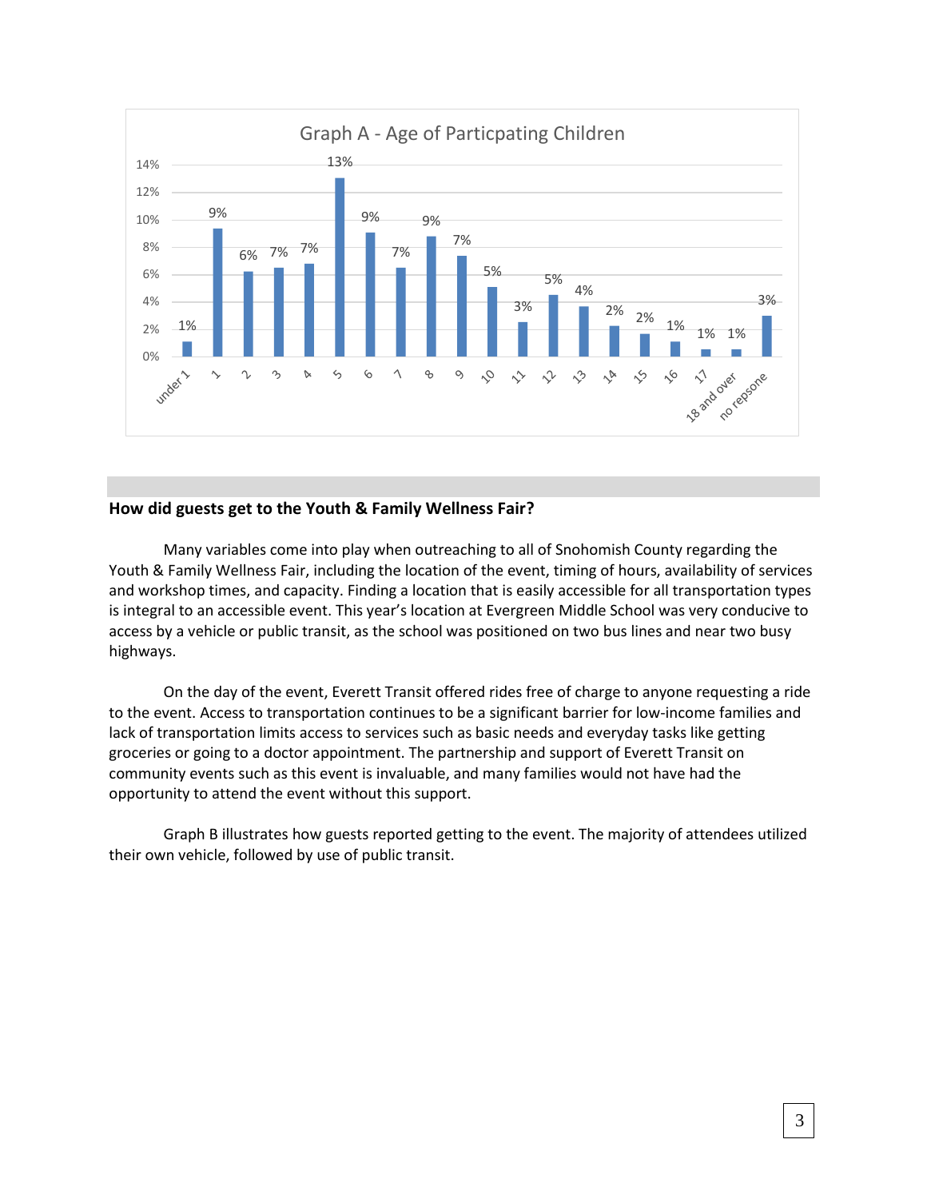Graph A - Age of Particpating Children

| Age | Percentage |
|---|---|
| under 1 | 1% |
| 1 | 9% |
| 2 | 6% |
| 3 | 7% |
| 4 | 7% |
| 5 | 13% |
| 6 | 9% |
| 7 | 7% |
| 8 | 9% |
| 9 | 7% |
| 10 | 5% |
| 11 | 3% |
| 12 | 5% |
| 13 | 4% |
| 14 | 2% |
| 15 | 2% |
| 16 | 1% |
| 17 | 1% |
| 18 and over | 1% |
| no repsone | 3% |

## How did guests get to the Youth & Family Wellness Fair?

Many variables come into play when outreaching to all of Snohomish County regarding the Youth & Family Wellness Fair, including the location of the event, timing of hours, availability of services and workshop times, and capacity. Finding a location that is easily accessible for all transportation types is integral to an accessible event. This year's location at Evergreen Middle School was very conducive to access by a vehicle or public transit, as the school was positioned on two bus lines and near two busy highways.

On the day of the event, Everett Transit offered rides free of charge to anyone requesting a ride to the event. Access to transportation continues to be a significant barrier for low-income families and lack of transportation limits access to services such as basic needs and everyday tasks like getting groceries or going to a doctor appointment. The partnership and support of Everett Transit on community events such as this event is invaluable, and many families would not have had the opportunity to attend the event without this support.

Graph B illustrates how guests reported getting to the event. The majority of attendees utilized their own vehicle, followed by use of public transit.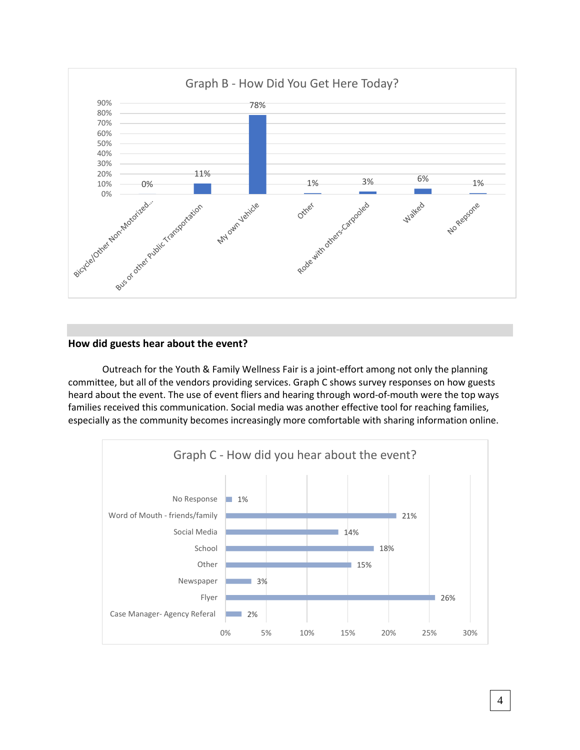**Graph B - How Did You Get Here Today?**

| Response | Percent |
| --- | --- |
| Bicycle/Other Non-Motorized... | 0% |
| Bus or other Public Transportation | 11% |
| My own Vehicle | 78% |
| Other | 1% |
| Rode with others-Carpooled | 3% |
| Walked | 6% |
| No Repsone | 1% |

## How did guests hear about the event?

Outreach for the Youth & Family Wellness Fair is a joint-effort among not only the planning committee, but all of the vendors providing services. Graph C shows survey responses on how guests heard about the event. The use of event fliers and hearing through word-of-mouth were the top ways families received this communication. Social media was another effective tool for reaching families, especially as the community becomes increasingly more comfortable with sharing information online.

**Graph C - How did you hear about the event?**

| Response | Percent |
| --- | --- |
| No Response | 1% |
| Word of Mouth - friends/family | 21% |
| Social Media | 14% |
| School | 18% |
| Other | 15% |
| Newspaper | 3% |
| Flyer | 26% |
| Case Manager- Agency Referal | 2% |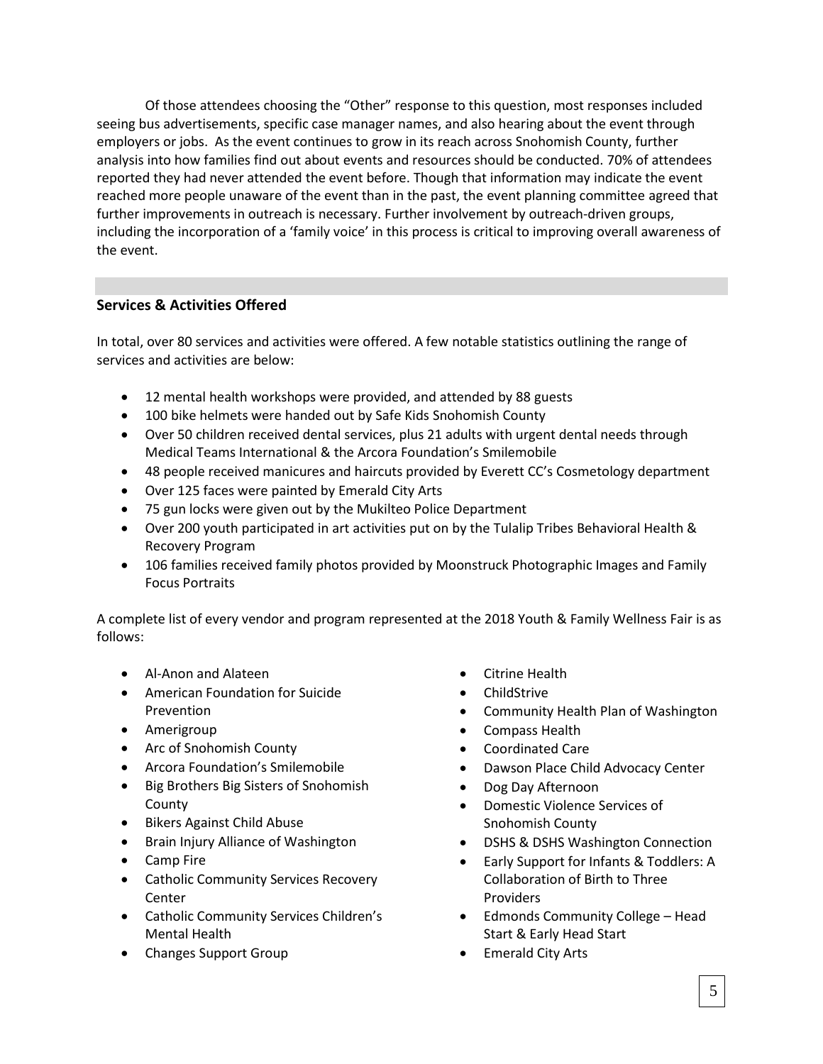Of those attendees choosing the “Other” response to this question, most responses included seeing bus advertisements, specific case manager names, and also hearing about the event through employers or jobs. As the event continues to grow in its reach across Snohomish County, further analysis into how families find out about events and resources should be conducted. 70% of attendees reported they had never attended the event before. Though that information may indicate the event reached more people unaware of the event than in the past, the event planning committee agreed that further improvements in outreach is necessary. Further involvement by outreach-driven groups, including the incorporation of a ‘family voice’ in this process is critical to improving overall awareness of the event.

## Services & Activities Offered

In total, over 80 services and activities were offered. A few notable statistics outlining the range of services and activities are below:

- 12 mental health workshops were provided, and attended by 88 guests
- 100 bike helmets were handed out by Safe Kids Snohomish County
- Over 50 children received dental services, plus 21 adults with urgent dental needs through Medical Teams International & the Arcora Foundation’s Smilemobile
- 48 people received manicures and haircuts provided by Everett CC’s Cosmetology department
- Over 125 faces were painted by Emerald City Arts
- 75 gun locks were given out by the Mukilteo Police Department
- Over 200 youth participated in art activities put on by the Tulalip Tribes Behavioral Health & Recovery Program
- 106 families received family photos provided by Moonstruck Photographic Images and Family Focus Portraits

A complete list of every vendor and program represented at the 2018 Youth & Family Wellness Fair is as follows:

- Al-Anon and Alateen
- American Foundation for Suicide Prevention
- Amerigroup
- Arc of Snohomish County
- Arcora Foundation’s Smilemobile
- Big Brothers Big Sisters of Snohomish County
- Bikers Against Child Abuse
- Brain Injury Alliance of Washington
- Camp Fire
- Catholic Community Services Recovery Center
- Catholic Community Services Children’s Mental Health
- Changes Support Group
- Citrine Health
- ChildStrive
- Community Health Plan of Washington
- Compass Health
- Coordinated Care
- Dawson Place Child Advocacy Center
- Dog Day Afternoon
- Domestic Violence Services of Snohomish County
- DSHS & DSHS Washington Connection
- Early Support for Infants & Toddlers: A Collaboration of Birth to Three Providers
- Edmonds Community College – Head Start & Early Head Start
- Emerald City Arts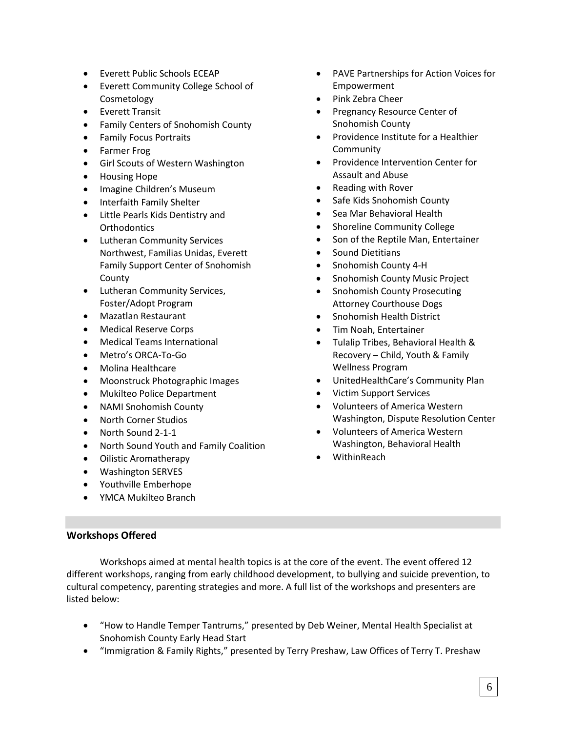- Everett Public Schools ECEAP
- Everett Community College School of Cosmetology
- Everett Transit
- Family Centers of Snohomish County
- Family Focus Portraits
- Farmer Frog
- Girl Scouts of Western Washington
- Housing Hope
- Imagine Children's Museum
- Interfaith Family Shelter
- Little Pearls Kids Dentistry and Orthodontics
- Lutheran Community Services Northwest, Familias Unidas, Everett Family Support Center of Snohomish County
- Lutheran Community Services, Foster/Adopt Program
- Mazatlan Restaurant
- Medical Reserve Corps
- Medical Teams International
- Metro's ORCA-To-Go
- Molina Healthcare
- Moonstruck Photographic Images
- Mukilteo Police Department
- NAMI Snohomish County
- North Corner Studios
- North Sound 2-1-1
- North Sound Youth and Family Coalition
- Oilistic Aromatherapy
- Washington SERVES
- Youthville Emberhope
- YMCA Mukilteo Branch
- PAVE Partnerships for Action Voices for Empowerment
- Pink Zebra Cheer
- Pregnancy Resource Center of Snohomish County
- Providence Institute for a Healthier Community
- Providence Intervention Center for Assault and Abuse
- Reading with Rover
- Safe Kids Snohomish County
- Sea Mar Behavioral Health
- Shoreline Community College
- Son of the Reptile Man, Entertainer
- Sound Dietitians
- Snohomish County 4-H
- Snohomish County Music Project
- Snohomish County Prosecuting Attorney Courthouse Dogs
- Snohomish Health District
- Tim Noah, Entertainer
- Tulalip Tribes, Behavioral Health & Recovery – Child, Youth & Family Wellness Program
- UnitedHealthCare's Community Plan
- Victim Support Services
- Volunteers of America Western Washington, Dispute Resolution Center
- Volunteers of America Western Washington, Behavioral Health
- WithinReach

## Workshops Offered

Workshops aimed at mental health topics is at the core of the event. The event offered 12 different workshops, ranging from early childhood development, to bullying and suicide prevention, to cultural competency, parenting strategies and more. A full list of the workshops and presenters are listed below:

- "How to Handle Temper Tantrums," presented by Deb Weiner, Mental Health Specialist at Snohomish County Early Head Start
- "Immigration & Family Rights," presented by Terry Preshaw, Law Offices of Terry T. Preshaw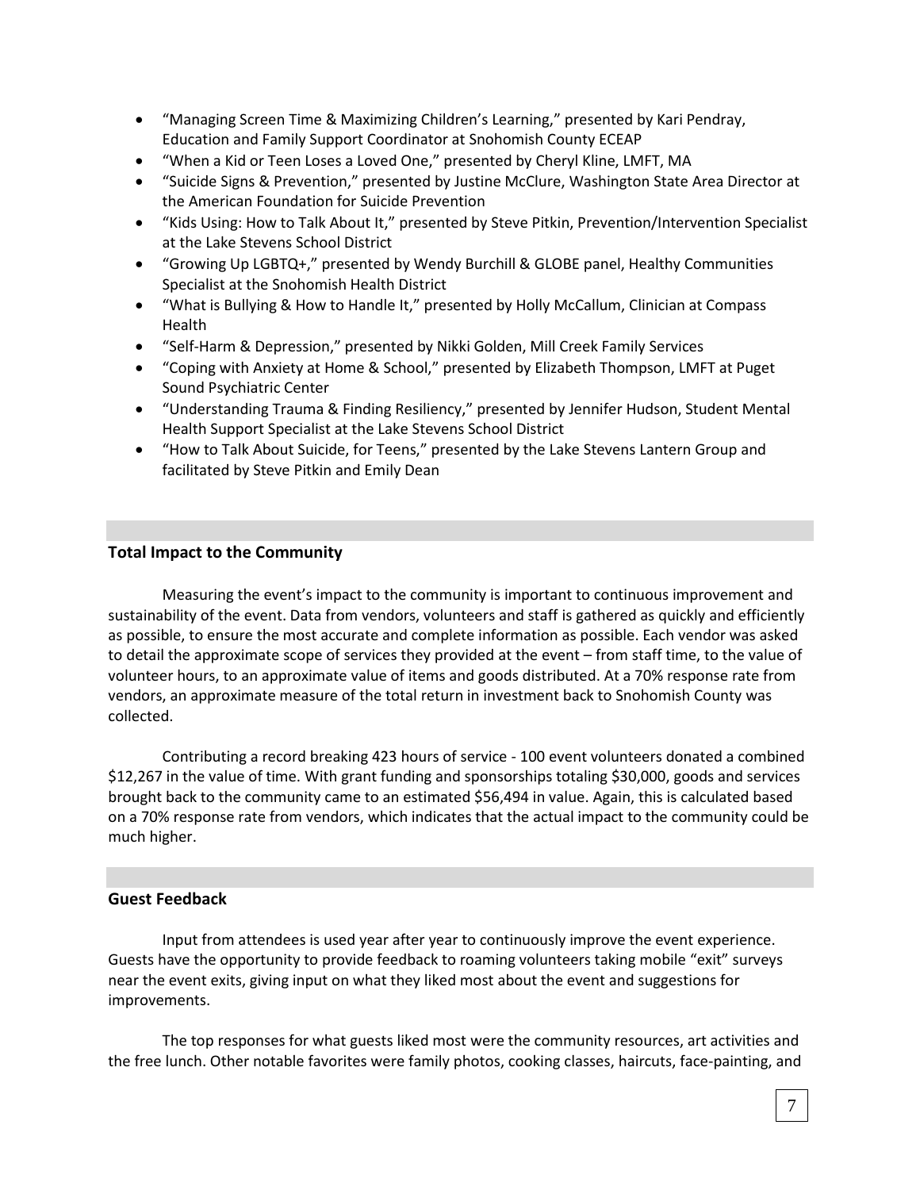- "Managing Screen Time & Maximizing Children's Learning," presented by Kari Pendray, Education and Family Support Coordinator at Snohomish County ECEAP
- "When a Kid or Teen Loses a Loved One," presented by Cheryl Kline, LMFT, MA
- "Suicide Signs & Prevention," presented by Justine McClure, Washington State Area Director at the American Foundation for Suicide Prevention
- "Kids Using: How to Talk About It," presented by Steve Pitkin, Prevention/Intervention Specialist at the Lake Stevens School District
- "Growing Up LGBTQ+," presented by Wendy Burchill & GLOBE panel, Healthy Communities Specialist at the Snohomish Health District
- "What is Bullying & How to Handle It," presented by Holly McCallum, Clinician at Compass Health
- "Self-Harm & Depression," presented by Nikki Golden, Mill Creek Family Services
- "Coping with Anxiety at Home & School," presented by Elizabeth Thompson, LMFT at Puget Sound Psychiatric Center
- "Understanding Trauma & Finding Resiliency," presented by Jennifer Hudson, Student Mental Health Support Specialist at the Lake Stevens School District
- "How to Talk About Suicide, for Teens," presented by the Lake Stevens Lantern Group and facilitated by Steve Pitkin and Emily Dean

## Total Impact to the Community

Measuring the event's impact to the community is important to continuous improvement and sustainability of the event. Data from vendors, volunteers and staff is gathered as quickly and efficiently as possible, to ensure the most accurate and complete information as possible. Each vendor was asked to detail the approximate scope of services they provided at the event – from staff time, to the value of volunteer hours, to an approximate value of items and goods distributed. At a 70% response rate from vendors, an approximate measure of the total return in investment back to Snohomish County was collected.

Contributing a record breaking 423 hours of service - 100 event volunteers donated a combined $12,267 in the value of time. With grant funding and sponsorships totaling $30,000, goods and services brought back to the community came to an estimated $56,494 in value. Again, this is calculated based on a 70% response rate from vendors, which indicates that the actual impact to the community could be much higher.

## Guest Feedback

Input from attendees is used year after year to continuously improve the event experience. Guests have the opportunity to provide feedback to roaming volunteers taking mobile "exit" surveys near the event exits, giving input on what they liked most about the event and suggestions for improvements.

The top responses for what guests liked most were the community resources, art activities and the free lunch. Other notable favorites were family photos, cooking classes, haircuts, face-painting, and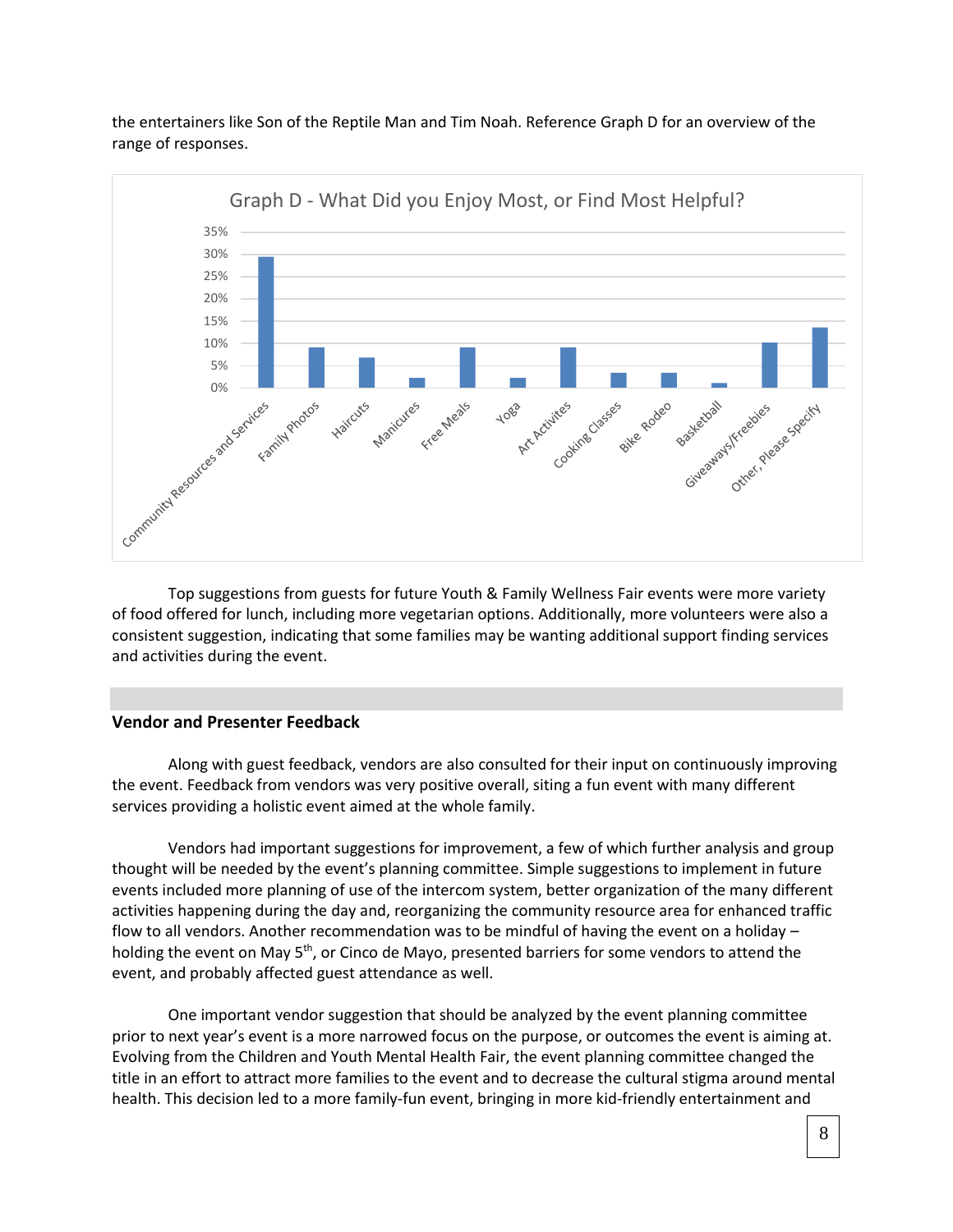the entertainers like Son of the Reptile Man and Tim Noah. Reference Graph D for an overview of the range of responses.

Graph D - What Did you Enjoy Most, or Find Most Helpful?

| Category | Approx. % |
|---|---|
| Community Resources and Services | 29% |
| Family Photos | 9% |
| Haircuts | 7% |
| Manicures | 2% |
| Free Meals | 9% |
| Yoga | 2% |
| Art Activites | 9% |
| Cooking Classes | 3% |
| Bike Rodeo | 3% |
| Basketball | 1% |
| Giveaways/Freebies | 10% |
| Other, Please Specify | 13% |

Top suggestions from guests for future Youth & Family Wellness Fair events were more variety of food offered for lunch, including more vegetarian options. Additionally, more volunteers were also a consistent suggestion, indicating that some families may be wanting additional support finding services and activities during the event.

## Vendor and Presenter Feedback

Along with guest feedback, vendors are also consulted for their input on continuously improving the event. Feedback from vendors was very positive overall, siting a fun event with many different services providing a holistic event aimed at the whole family.

Vendors had important suggestions for improvement, a few of which further analysis and group thought will be needed by the event's planning committee. Simple suggestions to implement in future events included more planning of use of the intercom system, better organization of the many different activities happening during the day and, reorganizing the community resource area for enhanced traffic flow to all vendors. Another recommendation was to be mindful of having the event on a holiday – holding the event on May 5th, or Cinco de Mayo, presented barriers for some vendors to attend the event, and probably affected guest attendance as well.

One important vendor suggestion that should be analyzed by the event planning committee prior to next year's event is a more narrowed focus on the purpose, or outcomes the event is aiming at. Evolving from the Children and Youth Mental Health Fair, the event planning committee changed the title in an effort to attract more families to the event and to decrease the cultural stigma around mental health. This decision led to a more family-fun event, bringing in more kid-friendly entertainment and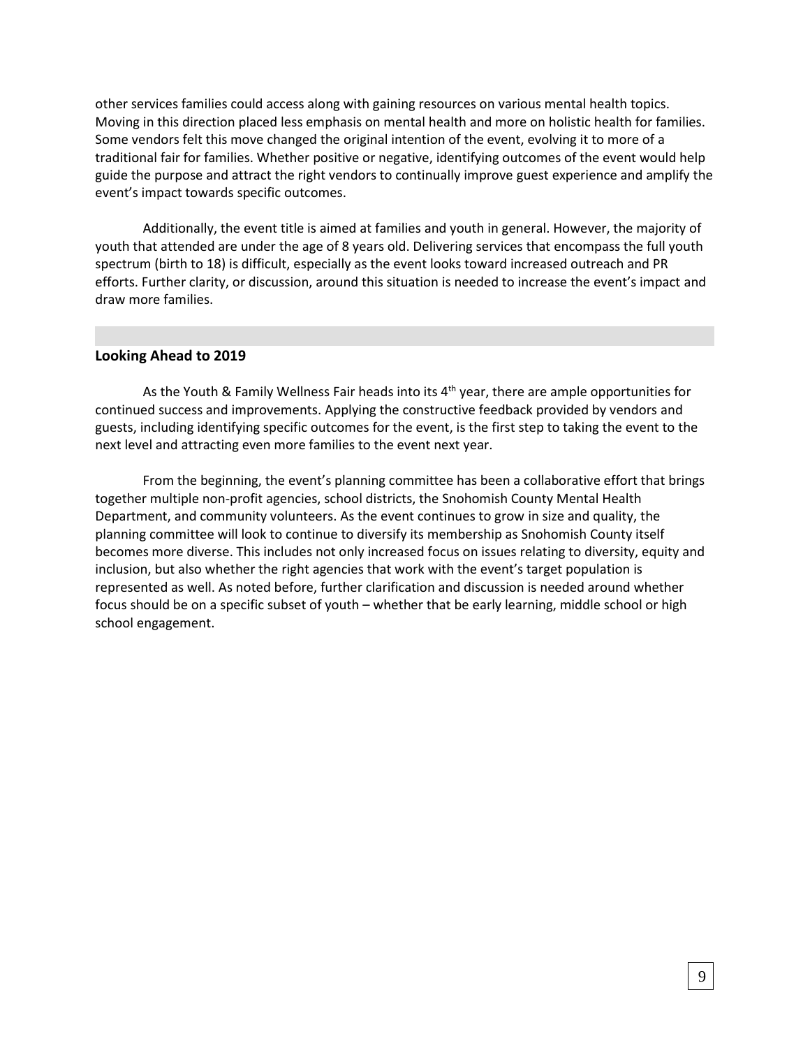other services families could access along with gaining resources on various mental health topics. Moving in this direction placed less emphasis on mental health and more on holistic health for families. Some vendors felt this move changed the original intention of the event, evolving it to more of a traditional fair for families. Whether positive or negative, identifying outcomes of the event would help guide the purpose and attract the right vendors to continually improve guest experience and amplify the event's impact towards specific outcomes.

Additionally, the event title is aimed at families and youth in general. However, the majority of youth that attended are under the age of 8 years old. Delivering services that encompass the full youth spectrum (birth to 18) is difficult, especially as the event looks toward increased outreach and PR efforts. Further clarity, or discussion, around this situation is needed to increase the event's impact and draw more families.

## Looking Ahead to 2019

As the Youth & Family Wellness Fair heads into its 4th year, there are ample opportunities for continued success and improvements. Applying the constructive feedback provided by vendors and guests, including identifying specific outcomes for the event, is the first step to taking the event to the next level and attracting even more families to the event next year.

From the beginning, the event's planning committee has been a collaborative effort that brings together multiple non-profit agencies, school districts, the Snohomish County Mental Health Department, and community volunteers. As the event continues to grow in size and quality, the planning committee will look to continue to diversify its membership as Snohomish County itself becomes more diverse. This includes not only increased focus on issues relating to diversity, equity and inclusion, but also whether the right agencies that work with the event's target population is represented as well. As noted before, further clarification and discussion is needed around whether focus should be on a specific subset of youth – whether that be early learning, middle school or high school engagement.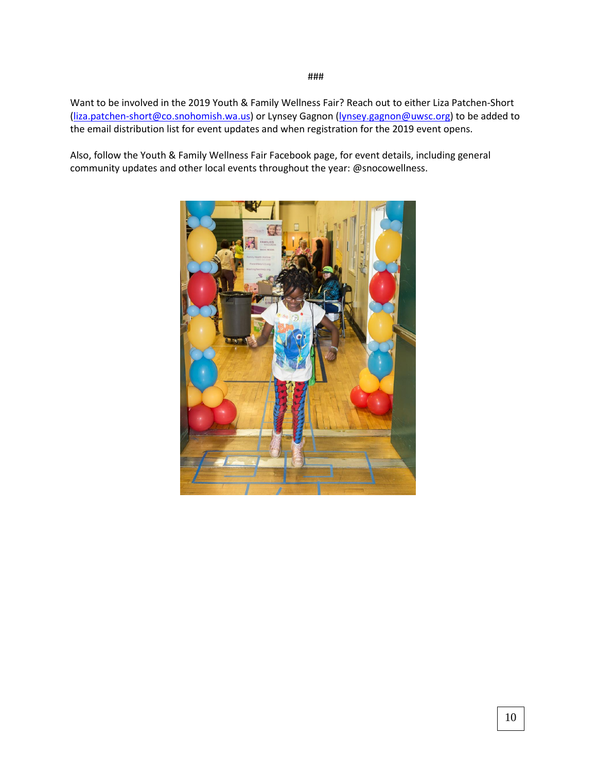###

Want to be involved in the 2019 Youth & Family Wellness Fair? Reach out to either Liza Patchen-Short (liza.patchen-short@co.snohomish.wa.us) or Lynsey Gagnon (lynsey.gagnon@uwsc.org) to be added to the email distribution list for event updates and when registration for the 2019 event opens.

Also, follow the Youth & Family Wellness Fair Facebook page, for event details, including general community updates and other local events throughout the year: @snocowellness.